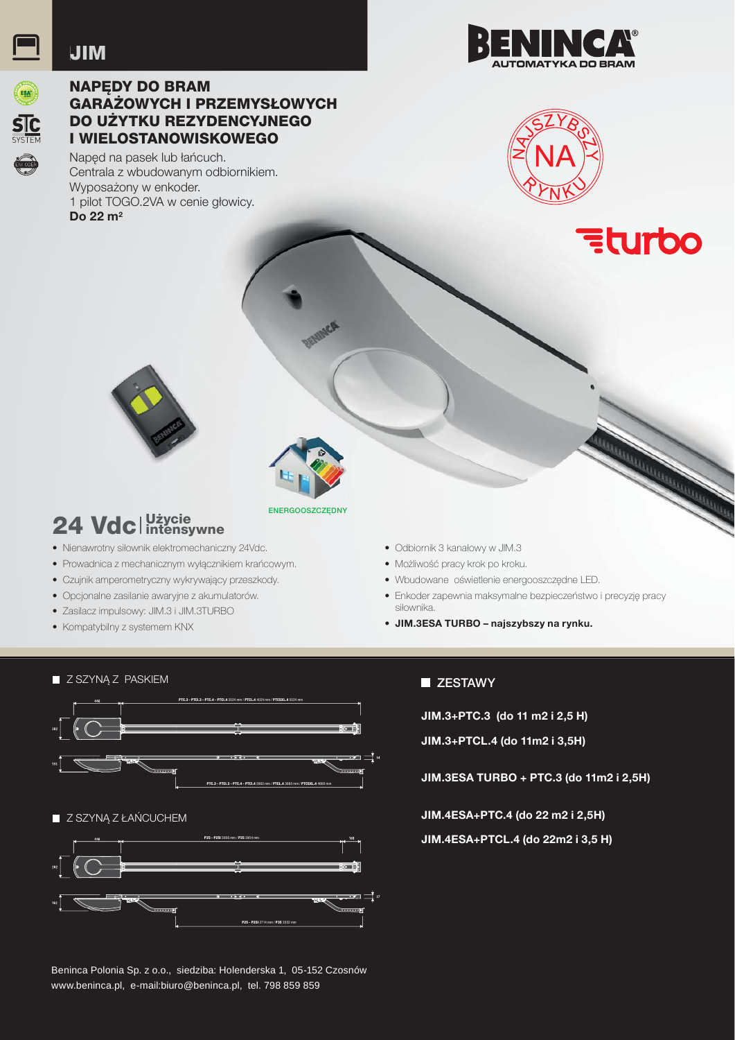# JIM

BENINCA® AUTOMATYKA DO BRAM

## NAPĘDY DO BRAM GARAŻOWYCH I PRZEMYSŁOWYCH DO UŻYTKU REZYDENCYJNEGO I WIELOSTANOWISKOWEGO

Napęd na pasek lub łańcuch.
Centrala z wbudowanym odbiornikiem.
Wyposażony w enkoder.
1 pilot TOGO.2VA w cenie głowicy.
**Do 22 m²**

NAJSZYBSZY NA RYNKU

turbo

ENERGOOSZCZĘDNY

## 24 Vdc | Użycie intensywne

- Nienawrotny siłownik elektromechaniczny 24Vdc.
- Prowadnica z mechanicznym wyłącznikiem krańcowym.
- Czujnik amperometryczny wykrywający przeszkody.
- Opcjonalne zasilanie awaryjne z akumulatorów.
- Zasilacz impulsowy: JIM.3 i JIM.3TURBO
- Kompatybilny z systemem KNX
- Odbiornik 3 kanałowy w JIM.3
- Możliwość pracy krok po kroku.
- Wbudowane oświetlenie energooszczędne LED.
- Enkoder zapewnia maksymalne bezpieczeństwo i precyzję pracy siłownika.
- **JIM.3ESA TURBO – najszybszy na rynku.**

### Z SZYNĄ Z PASKIEM

PTC.3 - PTCL.3 - PTC.4 - PTCL.4 3024 mm / PTCL.4 4024 mm / PTCSXL.4 5024 mm

PTC.3 - PTCL.3 - PTC.4 - PTCL.4 2650 mm / PTCL.4 3660 mm / PTCSXL.4 4660 mm

### Z SZYNĄ Z ŁAŃCUCHEM

P25 - P25I 2864 mm / P35 3864 mm

P25 - P25I 2714 mm / P35 3552 mm

### ZESTAWY

**JIM.3+PTC.3 (do 11 m2 i 2,5 H)**

**JIM.3+PTCL.4 (do 11m2 i 3,5H)**

**JIM.3ESA TURBO + PTC.3 (do 11m2 i 2,5H)**

**JIM.4ESA+PTC.4 (do 22 m2 i 2,5H)**

**JIM.4ESA+PTCL.4 (do 22m2 i 3,5 H)**

Beninca Polonia Sp. z o.o., siedziba: Holenderska 1, 05-152 Czosnów
www.beninca.pl, e-mail:biuro@beninca.pl, tel. 798 859 859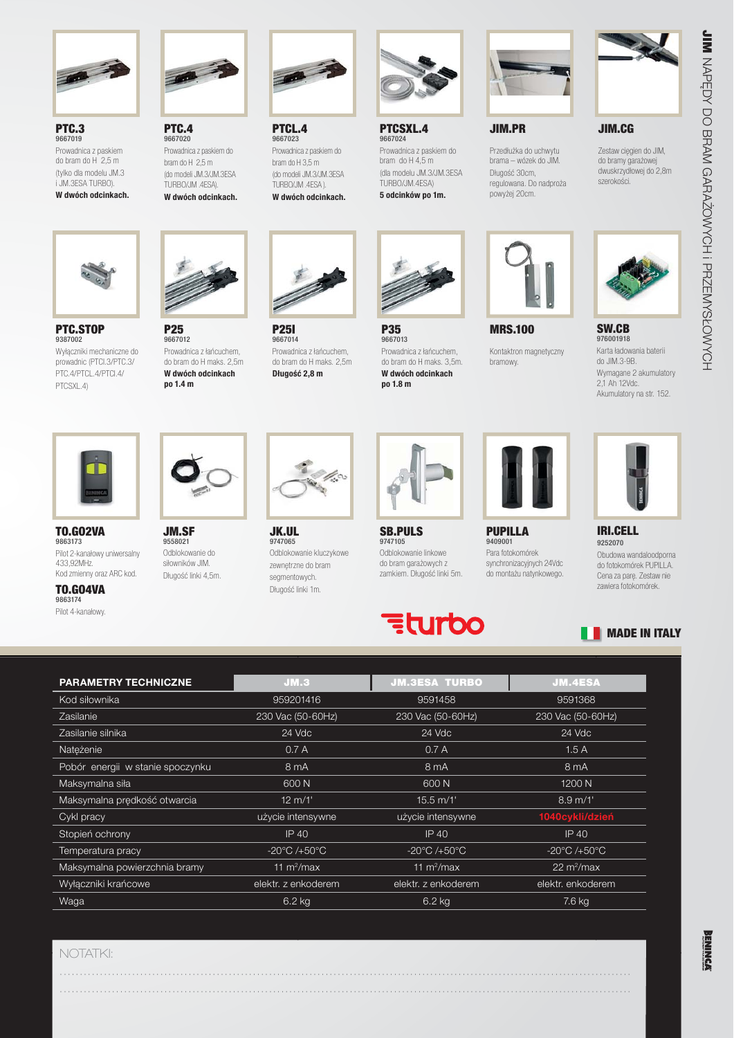**PTC.3**
9667019
Prowadnica z paskiem do bram do H 2,5 m (tylko dla modelu JM.3 i JM.3ESA TURBO).
**W dwóch odcinkach.**

**PTC.4**
9667020
Prowadnica z paskiem do bram do H 2,5 m (do modeli JM.3/JM.3ESA TURBO/JM .4ESA).
**W dwóch odcinkach.**

**PTCL.4**
9667023
Prowadnica z paskiem do bram do H 3,5 m (do modeli JM.3/JM.3ESA TURBO/JM .4ESA ).
**W dwóch odcinkach.**

**PTCSXL.4**
9667024
Prowadnica z paskiem do bram do H 4,5 m (dla modelu JM.3/JM.3ESA TURBO/JM.4ESA)
**5 odcinków po 1m.**

**JIM.PR**
Przedłużka do uchwytu brama – wózek do JIM. Długość 30cm, regulowana. Do nadproża powyżej 20cm.

**JIM.CG**
Zestaw cięgien do JIM, do bramy garażowej dwuskrzydłowej do 2,8m szerokości.

**PTC.STOP**
9387002
Wyłączniki mechaniczne do prowadnic (PTCl.3/PTC.3/ PTC.4/PTCL.4/PTCl.4/ PTCSXL.4)

**P25**
9667012
Prowadnica z łańcuchem, do bram do H maks. 2,5m
**W dwóch odcinkach po 1.4 m**

**P25I**
9667014
Prowadnica z łańcuchem, do bram do H maks. 2,5m
**Długość 2,8 m**

**P35**
9667013
Prowadnica z łańcuchem, do bram do H maks. 3,5m.
**W dwóch odcinkach po 1.8 m**

**MRS.100**
Kontaktron magnetyczny bramowy.

**SW.CB**
976001918
Karta ładowania baterii do JIM.3-9B.
Wymagane 2 akumulatory 2,1 Ah 12Vdc.
Akumulatory na str. 152.

**TO.GO2VA**
9863173
Pilot 2-kanałowy uniwersalny 433,92MHz.
Kod zmienny oraz ARC kod.

**TO.GO4VA**
9863174
Pilot 4-kanałowy.

**JM.SF**
9558021
Odblokowanie do siłowników JIM.
Długość linki 4,5m.

**JK.UL**
9747065
Odblokowanie kluczykowe zewnętrzne do bram segmentowych.
Długość linki 1m.

**SB.PULS**
9747105
Odblokowanie linkowe do bram garażowych z zamkiem. Długość linki 5m.

**PUPILLA**
9409001
Para fotokomórek synchronizacyjnych 24Vdc do montażu natynkowego.

**IRI.CELL**
9252070
Obudowa wandaloodporna do fotokomórek PUPILLA.
Cena za parę. Zestaw nie zawiera fotokomórek.

turbo

**MADE IN ITALY**

| PARAMETRY TECHNICZNE | JM.3 | JM.3ESA TURBO | JM.4ESA |
|---|---|---|---|
| Kod siłownika | 959201416 | 9591458 | 9591368 |
| Zasilanie | 230 Vac (50-60Hz) | 230 Vac (50-60Hz) | 230 Vac (50-60Hz) |
| Zasilanie silnika | 24 Vdc | 24 Vdc | 24 Vdc |
| Natężenie | 0.7 A | 0.7 A | 1.5 A |
| Pobór energii w stanie spoczynku | 8 mA | 8 mA | 8 mA |
| Maksymalna siła | 600 N | 600 N | 1200 N |
| Maksymalna prędkość otwarcia | 12 m/1' | 15.5 m/1' | 8.9 m/1' |
| Cykl pracy | użycie intensywne | użycie intensywne | 1040cykli/dzień |
| Stopień ochrony | IP 40 | IP 40 | IP 40 |
| Temperatura pracy | -20°C /+50°C | -20°C /+50°C | -20°C /+50°C |
| Maksymalna powierzchnia bramy | 11 m²/max | 11 m²/max | 22 m²/max |
| Wyłączniki krańcowe | elektr. z enkoderem | elektr. z enkoderem | elektr. enkoderem |
| Waga | 6.2 kg | 6.2 kg | 7.6 kg |

NOTATKI: